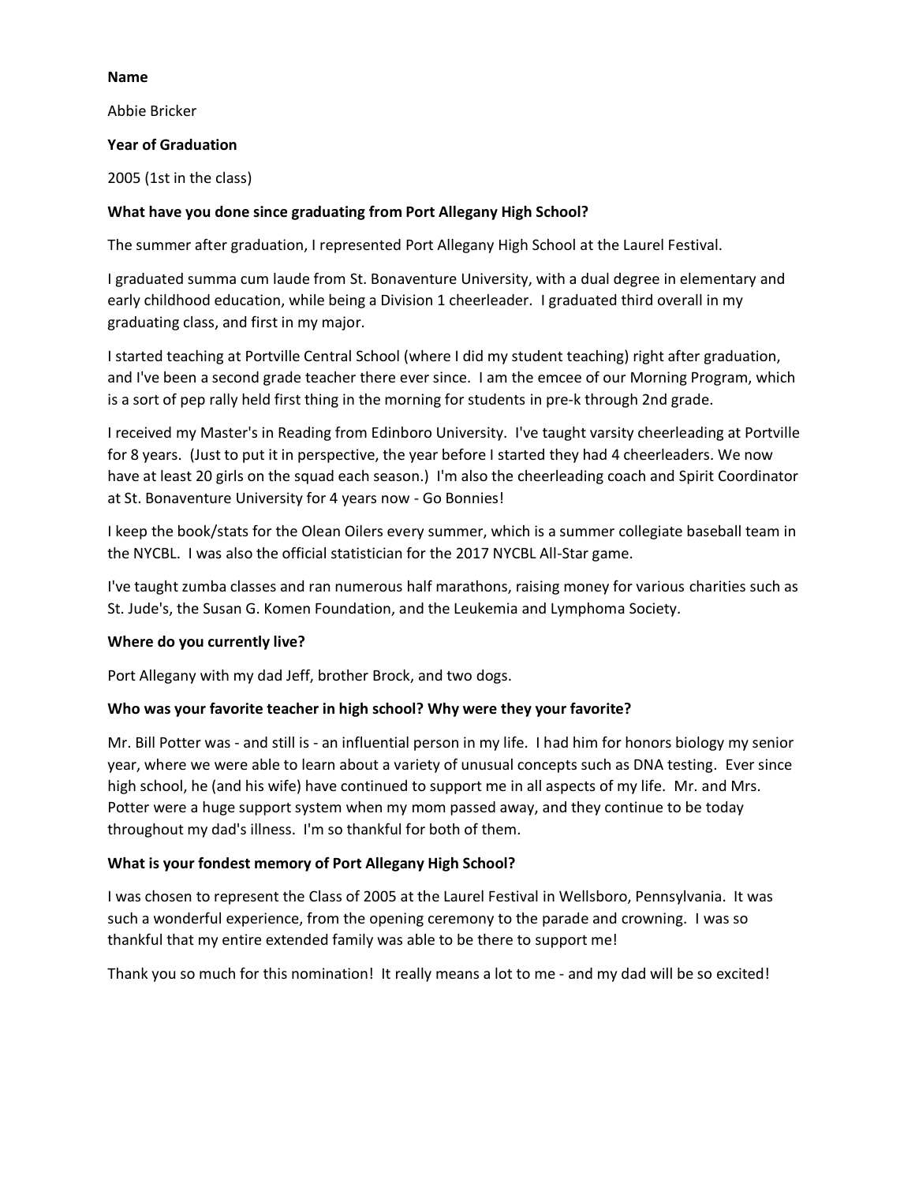**Name**

Abbie Bricker

**Year of Graduation**

2005 (1st in the class)

**What have you done since graduating from Port Allegany High School?**

The summer after graduation, I represented Port Allegany High School at the Laurel Festival.

I graduated summa cum laude from St. Bonaventure University, with a dual degree in elementary and early childhood education, while being a Division 1 cheerleader. I graduated third overall in my graduating class, and first in my major.

I started teaching at Portville Central School (where I did my student teaching) right after graduation, and I've been a second grade teacher there ever since. I am the emcee of our Morning Program, which is a sort of pep rally held first thing in the morning for students in pre-k through 2nd grade.

I received my Master's in Reading from Edinboro University. I've taught varsity cheerleading at Portville for 8 years. (Just to put it in perspective, the year before I started they had 4 cheerleaders. We now have at least 20 girls on the squad each season.) I'm also the cheerleading coach and Spirit Coordinator at St. Bonaventure University for 4 years now - Go Bonnies!

I keep the book/stats for the Olean Oilers every summer, which is a summer collegiate baseball team in the NYCBL. I was also the official statistician for the 2017 NYCBL All-Star game.

I've taught zumba classes and ran numerous half marathons, raising money for various charities such as St. Jude's, the Susan G. Komen Foundation, and the Leukemia and Lymphoma Society.

**Where do you currently live?**

Port Allegany with my dad Jeff, brother Brock, and two dogs.

**Who was your favorite teacher in high school? Why were they your favorite?**

Mr. Bill Potter was - and still is - an influential person in my life. I had him for honors biology my senior year, where we were able to learn about a variety of unusual concepts such as DNA testing. Ever since high school, he (and his wife) have continued to support me in all aspects of my life. Mr. and Mrs. Potter were a huge support system when my mom passed away, and they continue to be today throughout my dad's illness. I'm so thankful for both of them.

**What is your fondest memory of Port Allegany High School?**

I was chosen to represent the Class of 2005 at the Laurel Festival in Wellsboro, Pennsylvania. It was such a wonderful experience, from the opening ceremony to the parade and crowning. I was so thankful that my entire extended family was able to be there to support me!

Thank you so much for this nomination! It really means a lot to me - and my dad will be so excited!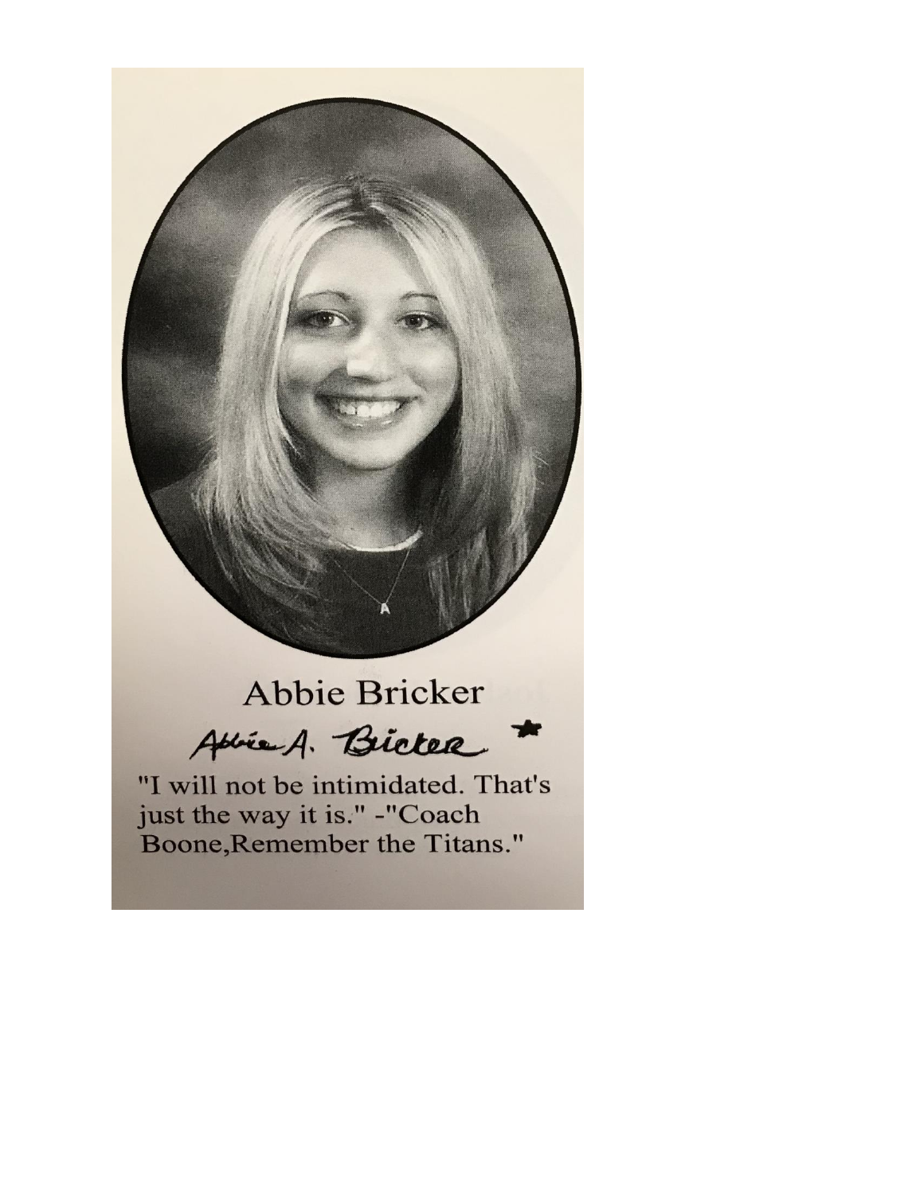Abbie Bricker

Abbie A. Bricker *

"I will not be intimidated. That's just the way it is." -"Coach Boone,Remember the Titans."